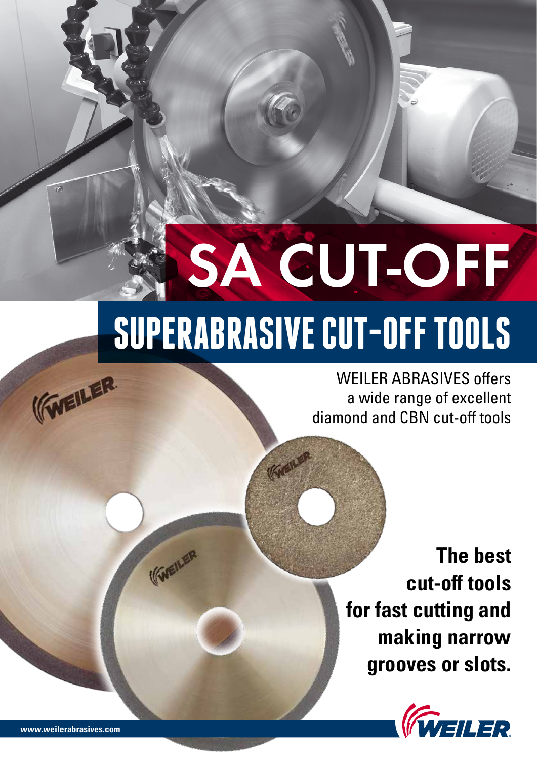# SA CUT-OFF

## SUPERABRASIVE CUT-OFF TOOLS

WEILER ABRASIVES offers a wide range of excellent diamond and CBN cut-off tools

**The best cut-off tools for fast cutting and making narrow grooves or slots.**

www.weilerabrasives.com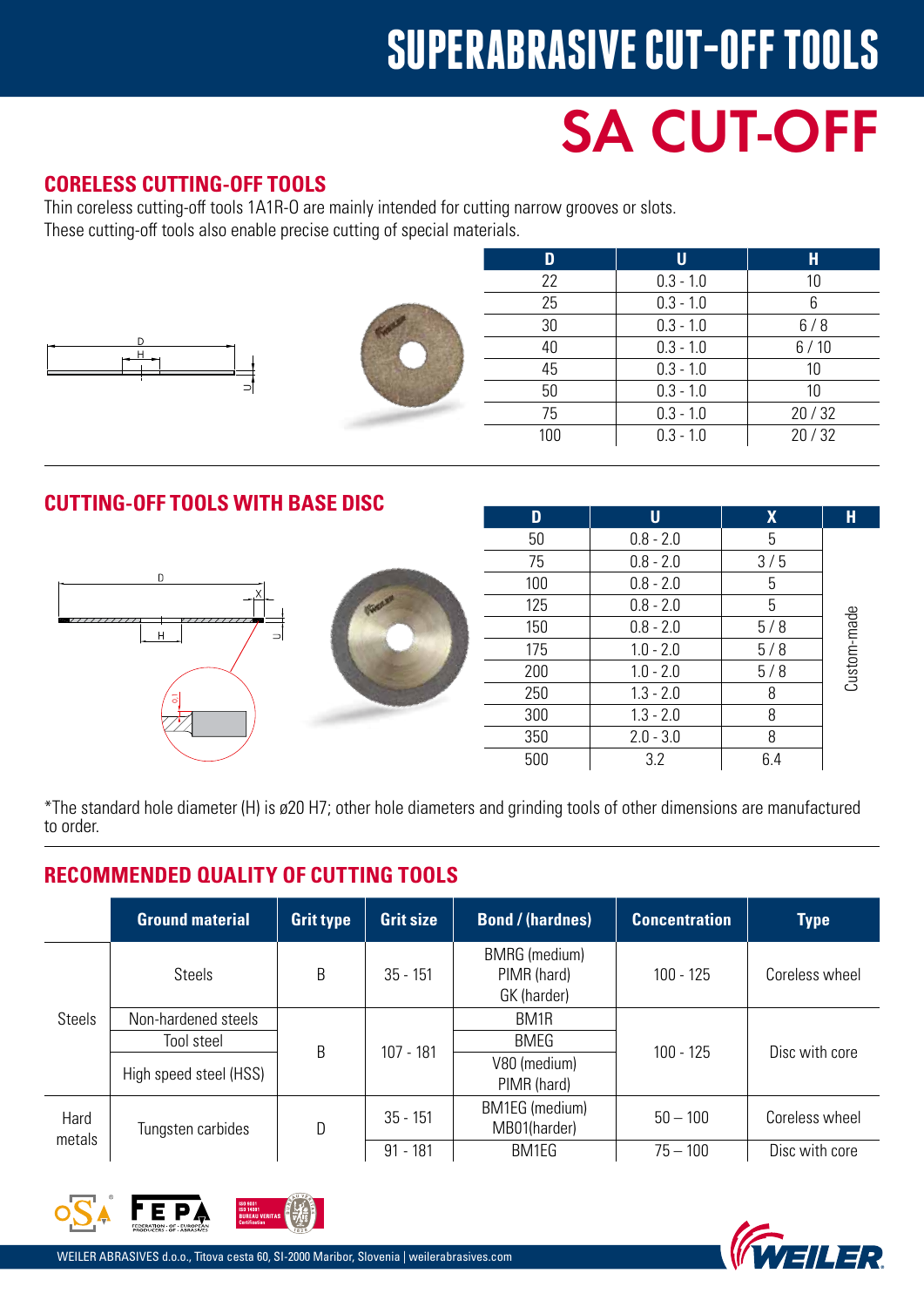# SUPERABRASIVE CUT-OFF TOOLS

# SA CUT-OFF

## CORELESS CUTTING-OFF TOOLS

Thin coreless cutting-off tools 1A1R-O are mainly intended for cutting narrow grooves or slots.
These cutting-off tools also enable precise cutting of special materials.

| D | U | H |
|---|---|---|
| 22 | 0.3 - 1.0 | 10 |
| 25 | 0.3 - 1.0 | 6 |
| 30 | 0.3 - 1.0 | 6 / 8 |
| 40 | 0.3 - 1.0 | 6 / 10 |
| 45 | 0.3 - 1.0 | 10 |
| 50 | 0.3 - 1.0 | 10 |
| 75 | 0.3 - 1.0 | 20 / 32 |
| 100 | 0.3 - 1.0 | 20 / 32 |

## CUTTING-OFF TOOLS WITH BASE DISC

| D | U | X | H |
|---|---|---|---|
| 50 | 0.8 - 2.0 | 5 | Custom-made |
| 75 | 0.8 - 2.0 | 3 / 5 | |
| 100 | 0.8 - 2.0 | 5 | |
| 125 | 0.8 - 2.0 | 5 | |
| 150 | 0.8 - 2.0 | 5 / 8 | |
| 175 | 1.0 - 2.0 | 5 / 8 | |
| 200 | 1.0 - 2.0 | 5 / 8 | |
| 250 | 1.3 - 2.0 | 8 | |
| 300 | 1.3 - 2.0 | 8 | |
| 350 | 2.0 - 3.0 | 8 | |
| 500 | 3.2 | 6.4 | |

*The standard hole diameter (H) is ø20 H7; other hole diameters and grinding tools of other dimensions are manufactured to order.

## RECOMMENDED QUALITY OF CUTTING TOOLS

| | Ground material | Grit type | Grit size | Bond / (hardnes) | Concentration | Type |
|---|---|---|---|---|---|---|
| Steels | Steels | B | 35 - 151 | BMRG (medium) PIMR (hard) GK (harder) | 100 - 125 | Coreless wheel |
| | Non-hardened steels | B | 107 - 181 | BM1R | 100 - 125 | Disc with core |
| | Tool steel | | | BMEG | | |
| | High speed steel (HSS) | | | V80 (medium) PIMR (hard) | | |
| Hard metals | Tungsten carbides | D | 35 - 151 | BM1EG (medium) MB01(harder) | 50 – 100 | Coreless wheel |
| | | | 91 - 181 | BM1EG | 75 – 100 | Disc with core |

WEILER ABRASIVES d.o.o., Titova cesta 60, SI-2000 Maribor, Slovenia | weilerabrasives.com